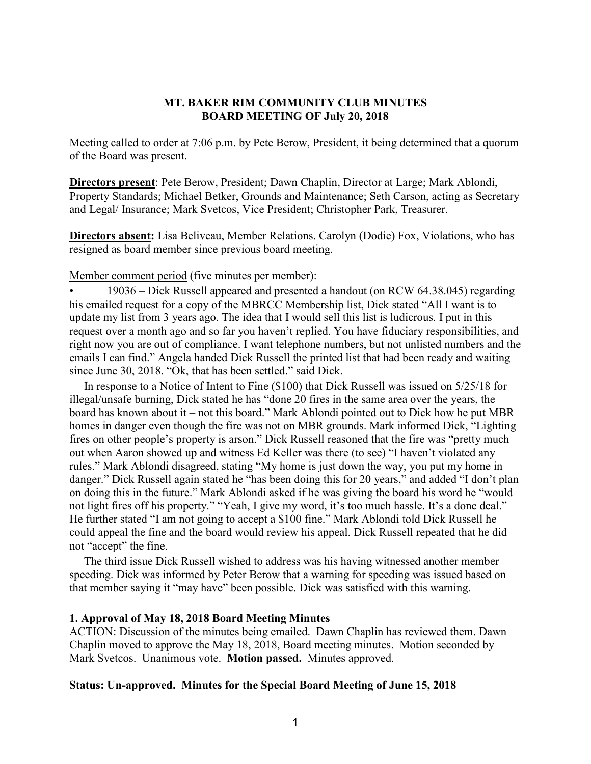**MT. BAKER RIM COMMUNITY CLUB MINUTES**
**BOARD MEETING OF July 20, 2018**

Meeting called to order at 7:06 p.m. by Pete Berow, President, it being determined that a quorum of the Board was present.

**Directors present**: Pete Berow, President; Dawn Chaplin, Director at Large; Mark Ablondi, Property Standards; Michael Betker, Grounds and Maintenance; Seth Carson, acting as Secretary and Legal/ Insurance; Mark Svetcos, Vice President; Christopher Park, Treasurer.

**Directors absent:** Lisa Beliveau, Member Relations. Carolyn (Dodie) Fox, Violations, who has resigned as board member since previous board meeting.

Member comment period (five minutes per member):

- 19036 – Dick Russell appeared and presented a handout (on RCW 64.38.045) regarding his emailed request for a copy of the MBRCC Membership list, Dick stated "All I want is to update my list from 3 years ago. The idea that I would sell this list is ludicrous. I put in this request over a month ago and so far you haven't replied. You have fiduciary responsibilities, and right now you are out of compliance. I want telephone numbers, but not unlisted numbers and the emails I can find." Angela handed Dick Russell the printed list that had been ready and waiting since June 30, 2018. "Ok, that has been settled." said Dick.

In response to a Notice of Intent to Fine ($100) that Dick Russell was issued on 5/25/18 for illegal/unsafe burning, Dick stated he has "done 20 fires in the same area over the years, the board has known about it – not this board." Mark Ablondi pointed out to Dick how he put MBR homes in danger even though the fire was not on MBR grounds. Mark informed Dick, "Lighting fires on other people's property is arson." Dick Russell reasoned that the fire was "pretty much out when Aaron showed up and witness Ed Keller was there (to see) "I haven't violated any rules." Mark Ablondi disagreed, stating "My home is just down the way, you put my home in danger." Dick Russell again stated he "has been doing this for 20 years," and added "I don't plan on doing this in the future." Mark Ablondi asked if he was giving the board his word he "would not light fires off his property." "Yeah, I give my word, it's too much hassle. It's a done deal." He further stated "I am not going to accept a $100 fine." Mark Ablondi told Dick Russell he could appeal the fine and the board would review his appeal. Dick Russell repeated that he did not "accept" the fine.

The third issue Dick Russell wished to address was his having witnessed another member speeding. Dick was informed by Peter Berow that a warning for speeding was issued based on that member saying it "may have" been possible. Dick was satisfied with this warning.

**1. Approval of May 18, 2018 Board Meeting Minutes**

ACTION: Discussion of the minutes being emailed. Dawn Chaplin has reviewed them. Dawn Chaplin moved to approve the May 18, 2018, Board meeting minutes. Motion seconded by Mark Svetcos. Unanimous vote. **Motion passed.** Minutes approved.

**Status: Un-approved. Minutes for the Special Board Meeting of June 15, 2018**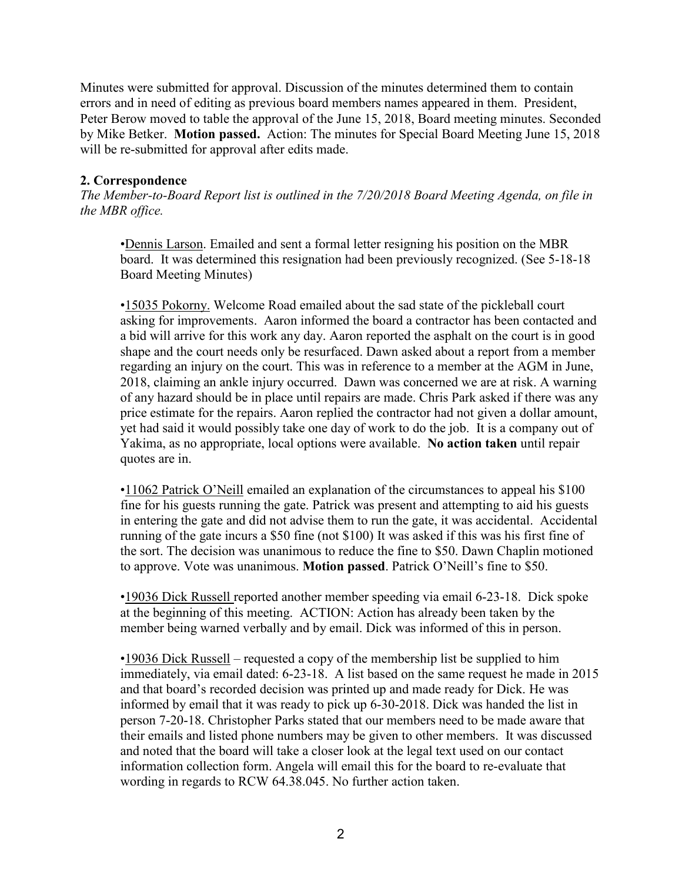Minutes were submitted for approval. Discussion of the minutes determined them to contain errors and in need of editing as previous board members names appeared in them. President, Peter Berow moved to table the approval of the June 15, 2018, Board meeting minutes. Seconded by Mike Betker. **Motion passed.** Action: The minutes for Special Board Meeting June 15, 2018 will be re-submitted for approval after edits made.

**2. Correspondence**

*The Member-to-Board Report list is outlined in the 7/20/2018 Board Meeting Agenda, on file in the MBR office.*

•Dennis Larson. Emailed and sent a formal letter resigning his position on the MBR board. It was determined this resignation had been previously recognized. (See 5-18-18 Board Meeting Minutes)

•15035 Pokorny. Welcome Road emailed about the sad state of the pickleball court asking for improvements. Aaron informed the board a contractor has been contacted and a bid will arrive for this work any day. Aaron reported the asphalt on the court is in good shape and the court needs only be resurfaced. Dawn asked about a report from a member regarding an injury on the court. This was in reference to a member at the AGM in June, 2018, claiming an ankle injury occurred. Dawn was concerned we are at risk. A warning of any hazard should be in place until repairs are made. Chris Park asked if there was any price estimate for the repairs. Aaron replied the contractor had not given a dollar amount, yet had said it would possibly take one day of work to do the job. It is a company out of Yakima, as no appropriate, local options were available. **No action taken** until repair quotes are in.

•11062 Patrick O'Neill emailed an explanation of the circumstances to appeal his $100 fine for his guests running the gate. Patrick was present and attempting to aid his guests in entering the gate and did not advise them to run the gate, it was accidental. Accidental running of the gate incurs a $50 fine (not $100) It was asked if this was his first fine of the sort. The decision was unanimous to reduce the fine to $50. Dawn Chaplin motioned to approve. Vote was unanimous. **Motion passed**. Patrick O'Neill's fine to $50.

•19036 Dick Russell reported another member speeding via email 6-23-18. Dick spoke at the beginning of this meeting. ACTION: Action has already been taken by the member being warned verbally and by email. Dick was informed of this in person.

•19036 Dick Russell – requested a copy of the membership list be supplied to him immediately, via email dated: 6-23-18. A list based on the same request he made in 2015 and that board's recorded decision was printed up and made ready for Dick. He was informed by email that it was ready to pick up 6-30-2018. Dick was handed the list in person 7-20-18. Christopher Parks stated that our members need to be made aware that their emails and listed phone numbers may be given to other members. It was discussed and noted that the board will take a closer look at the legal text used on our contact information collection form. Angela will email this for the board to re-evaluate that wording in regards to RCW 64.38.045. No further action taken.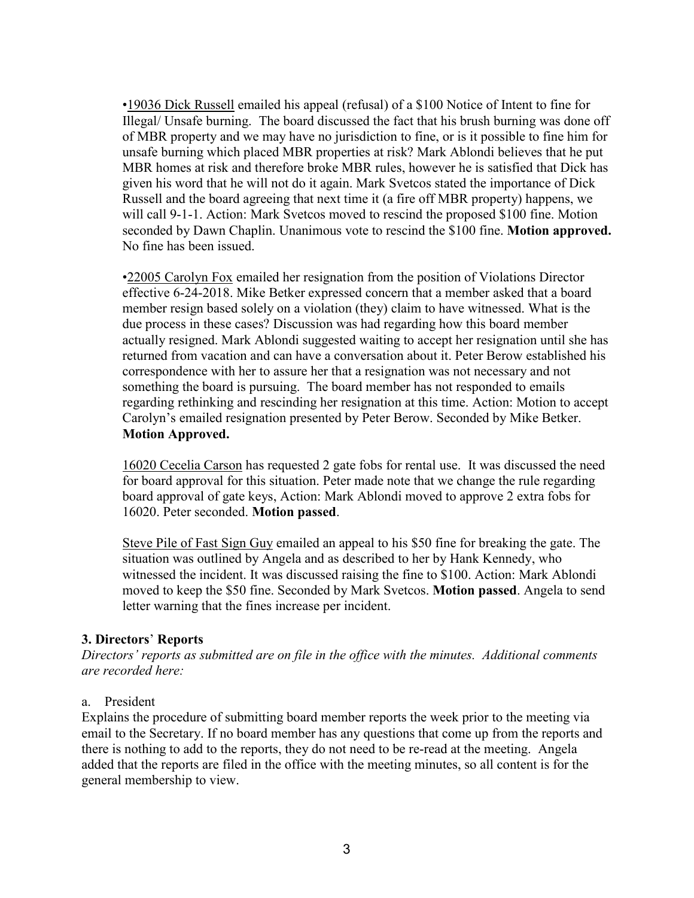•<u>19036 Dick Russell</u> emailed his appeal (refusal) of a $100 Notice of Intent to fine for Illegal/ Unsafe burning. The board discussed the fact that his brush burning was done off of MBR property and we may have no jurisdiction to fine, or is it possible to fine him for unsafe burning which placed MBR properties at risk? Mark Ablondi believes that he put MBR homes at risk and therefore broke MBR rules, however he is satisfied that Dick has given his word that he will not do it again. Mark Svetcos stated the importance of Dick Russell and the board agreeing that next time it (a fire off MBR property) happens, we will call 9-1-1. Action: Mark Svetcos moved to rescind the proposed $100 fine. Motion seconded by Dawn Chaplin. Unanimous vote to rescind the $100 fine. **Motion approved.** No fine has been issued.

•<u>22005 Carolyn Fox</u> emailed her resignation from the position of Violations Director effective 6-24-2018. Mike Betker expressed concern that a member asked that a board member resign based solely on a violation (they) claim to have witnessed. What is the due process in these cases? Discussion was had regarding how this board member actually resigned. Mark Ablondi suggested waiting to accept her resignation until she has returned from vacation and can have a conversation about it. Peter Berow established his correspondence with her to assure her that a resignation was not necessary and not something the board is pursuing. The board member has not responded to emails regarding rethinking and rescinding her resignation at this time. Action: Motion to accept Carolyn's emailed resignation presented by Peter Berow. Seconded by Mike Betker. **Motion Approved.**

<u>16020 Cecelia Carson</u> has requested 2 gate fobs for rental use. It was discussed the need for board approval for this situation. Peter made note that we change the rule regarding board approval of gate keys, Action: Mark Ablondi moved to approve 2 extra fobs for 16020. Peter seconded. **Motion passed**.

<u>Steve Pile of Fast Sign Guy</u> emailed an appeal to his $50 fine for breaking the gate. The situation was outlined by Angela and as described to her by Hank Kennedy, who witnessed the incident. It was discussed raising the fine to $100. Action: Mark Ablondi moved to keep the $50 fine. Seconded by Mark Svetcos. **Motion passed**. Angela to send letter warning that the fines increase per incident.

### 3. Directors' Reports

*Directors' reports as submitted are on file in the office with the minutes. Additional comments are recorded here:*

a. President

Explains the procedure of submitting board member reports the week prior to the meeting via email to the Secretary. If no board member has any questions that come up from the reports and there is nothing to add to the reports, they do not need to be re-read at the meeting. Angela added that the reports are filed in the office with the meeting minutes, so all content is for the general membership to view.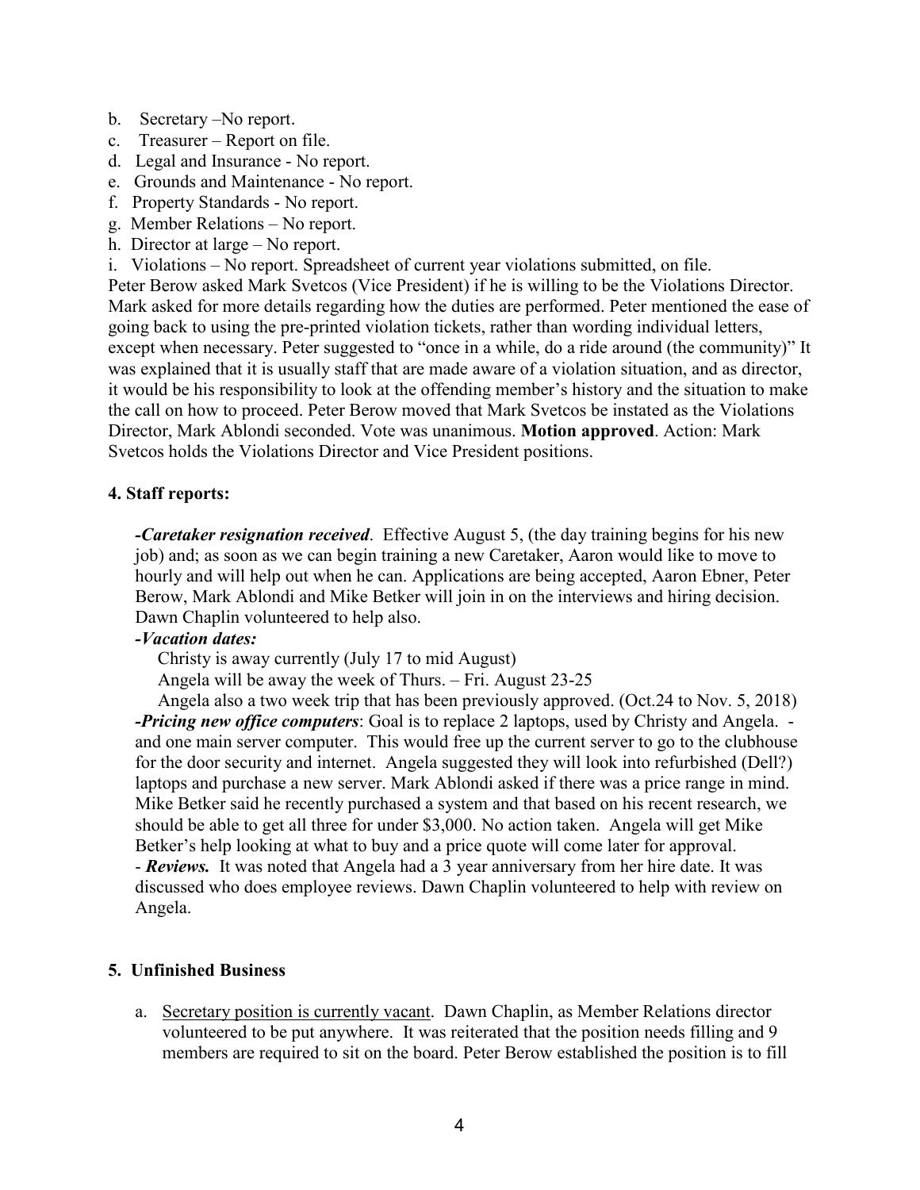b. Secretary –No report.
c. Treasurer – Report on file.
d. Legal and Insurance - No report.
e. Grounds and Maintenance - No report.
f. Property Standards - No report.
g. Member Relations – No report.
h. Director at large – No report.
i. Violations – No report. Spreadsheet of current year violations submitted, on file.

Peter Berow asked Mark Svetcos (Vice President) if he is willing to be the Violations Director. Mark asked for more details regarding how the duties are performed. Peter mentioned the ease of going back to using the pre-printed violation tickets, rather than wording individual letters, except when necessary. Peter suggested to "once in a while, do a ride around (the community)" It was explained that it is usually staff that are made aware of a violation situation, and as director, it would be his responsibility to look at the offending member's history and the situation to make the call on how to proceed. Peter Berow moved that Mark Svetcos be instated as the Violations Director, Mark Ablondi seconded. Vote was unanimous. **Motion approved**. Action: Mark Svetcos holds the Violations Director and Vice President positions.

**4. Staff reports:**

***-Caretaker resignation received***. Effective August 5, (the day training begins for his new job) and; as soon as we can begin training a new Caretaker, Aaron would like to move to hourly and will help out when he can. Applications are being accepted, Aaron Ebner, Peter Berow, Mark Ablondi and Mike Betker will join in on the interviews and hiring decision. Dawn Chaplin volunteered to help also.

***-Vacation dates:***

Christy is away currently (July 17 to mid August)

Angela will be away the week of Thurs. – Fri. August 23-25

Angela also a two week trip that has been previously approved. (Oct.24 to Nov. 5, 2018)

***-Pricing new office computers***: Goal is to replace 2 laptops, used by Christy and Angela. - and one main server computer. This would free up the current server to go to the clubhouse for the door security and internet. Angela suggested they will look into refurbished (Dell?) laptops and purchase a new server. Mark Ablondi asked if there was a price range in mind. Mike Betker said he recently purchased a system and that based on his recent research, we should be able to get all three for under $3,000. No action taken. Angela will get Mike Betker's help looking at what to buy and a price quote will come later for approval.

- ***Reviews.*** It was noted that Angela had a 3 year anniversary from her hire date. It was discussed who does employee reviews. Dawn Chaplin volunteered to help with review on Angela.

**5. Unfinished Business**

a. <u>Secretary position is currently vacant</u>. Dawn Chaplin, as Member Relations director volunteered to be put anywhere. It was reiterated that the position needs filling and 9 members are required to sit on the board. Peter Berow established the position is to fill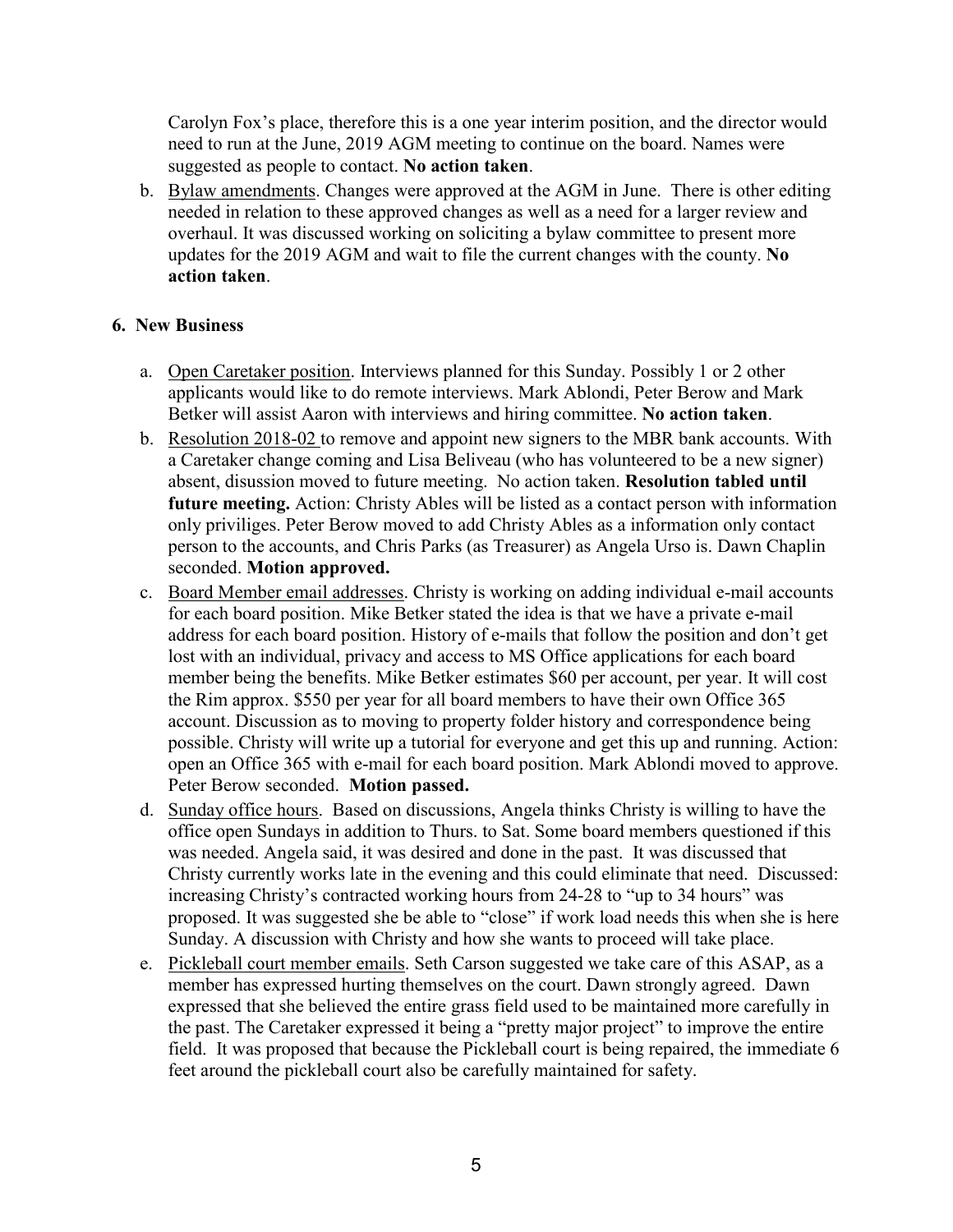Carolyn Fox's place, therefore this is a one year interim position, and the director would need to run at the June, 2019 AGM meeting to continue on the board. Names were suggested as people to contact. **No action taken**.

b. Bylaw amendments. Changes were approved at the AGM in June. There is other editing needed in relation to these approved changes as well as a need for a larger review and overhaul. It was discussed working on soliciting a bylaw committee to present more updates for the 2019 AGM and wait to file the current changes with the county. **No action taken**.

**6. New Business**

a. Open Caretaker position. Interviews planned for this Sunday. Possibly 1 or 2 other applicants would like to do remote interviews. Mark Ablondi, Peter Berow and Mark Betker will assist Aaron with interviews and hiring committee. **No action taken**.

b. Resolution 2018-02 to remove and appoint new signers to the MBR bank accounts. With a Caretaker change coming and Lisa Beliveau (who has volunteered to be a new signer) absent, disussion moved to future meeting. No action taken. **Resolution tabled until future meeting.** Action: Christy Ables will be listed as a contact person with information only priviliges. Peter Berow moved to add Christy Ables as a information only contact person to the accounts, and Chris Parks (as Treasurer) as Angela Urso is. Dawn Chaplin seconded. **Motion approved.**

c. Board Member email addresses. Christy is working on adding individual e-mail accounts for each board position. Mike Betker stated the idea is that we have a private e-mail address for each board position. History of e-mails that follow the position and don't get lost with an individual, privacy and access to MS Office applications for each board member being the benefits. Mike Betker estimates $60 per account, per year. It will cost the Rim approx. $550 per year for all board members to have their own Office 365 account. Discussion as to moving to property folder history and correspondence being possible. Christy will write up a tutorial for everyone and get this up and running. Action: open an Office 365 with e-mail for each board position. Mark Ablondi moved to approve. Peter Berow seconded. **Motion passed.**

d. Sunday office hours. Based on discussions, Angela thinks Christy is willing to have the office open Sundays in addition to Thurs. to Sat. Some board members questioned if this was needed. Angela said, it was desired and done in the past. It was discussed that Christy currently works late in the evening and this could eliminate that need. Discussed: increasing Christy's contracted working hours from 24-28 to "up to 34 hours" was proposed. It was suggested she be able to "close" if work load needs this when she is here Sunday. A discussion with Christy and how she wants to proceed will take place.

e. Pickleball court member emails. Seth Carson suggested we take care of this ASAP, as a member has expressed hurting themselves on the court. Dawn strongly agreed. Dawn expressed that she believed the entire grass field used to be maintained more carefully in the past. The Caretaker expressed it being a "pretty major project" to improve the entire field. It was proposed that because the Pickleball court is being repaired, the immediate 6 feet around the pickleball court also be carefully maintained for safety.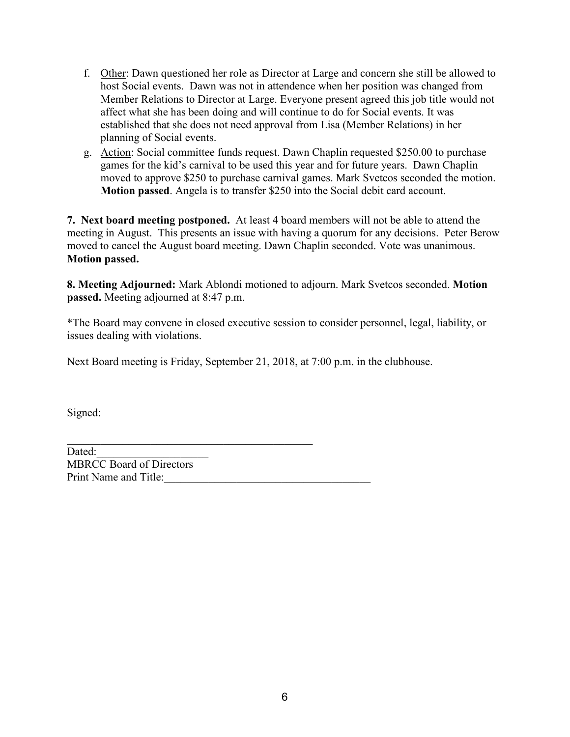f. <u>Other</u>: Dawn questioned her role as Director at Large and concern she still be allowed to host Social events. Dawn was not in attendence when her position was changed from Member Relations to Director at Large. Everyone present agreed this job title would not affect what she has been doing and will continue to do for Social events. It was established that she does not need approval from Lisa (Member Relations) in her planning of Social events.

g. <u>Action</u>: Social committee funds request. Dawn Chaplin requested $250.00 to purchase games for the kid's carnival to be used this year and for future years. Dawn Chaplin moved to approve $250 to purchase carnival games. Mark Svetcos seconded the motion. **Motion passed**. Angela is to transfer $250 into the Social debit card account.

**7. Next board meeting postponed.** At least 4 board members will not be able to attend the meeting in August. This presents an issue with having a quorum for any decisions. Peter Berow moved to cancel the August board meeting. Dawn Chaplin seconded. Vote was unanimous. **Motion passed.**

**8. Meeting Adjourned:** Mark Ablondi motioned to adjourn. Mark Svetcos seconded. **Motion passed.** Meeting adjourned at 8:47 p.m.

*The Board may convene in closed executive session to consider personnel, legal, liability, or issues dealing with violations.

Next Board meeting is Friday, September 21, 2018, at 7:00 p.m. in the clubhouse.

Signed:

______________________________________________

Dated:____________________

MBRCC Board of Directors

Print Name and Title:_____________________________________